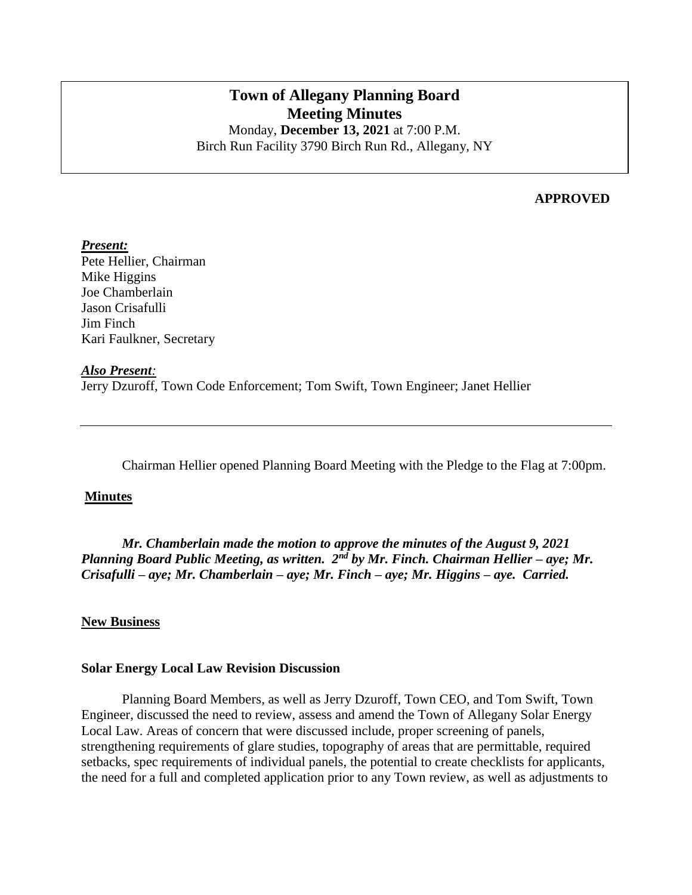# Town of Allegany Planning Board Meeting Minutes

Monday, **December 13, 2021** at 7:00 P.M.
Birch Run Facility 3790 Birch Run Rd., Allegany, NY

**APPROVED**

***Present:***
Pete Hellier, Chairman
Mike Higgins
Joe Chamberlain
Jason Crisafulli
Jim Finch
Kari Faulkner, Secretary

***Also Present:***
Jerry Dzuroff, Town Code Enforcement; Tom Swift, Town Engineer; Janet Hellier

---

Chairman Hellier opened Planning Board Meeting with the Pledge to the Flag at 7:00pm.

**Minutes**

***Mr. Chamberlain made the motion to approve the minutes of the August 9, 2021 Planning Board Public Meeting, as written. 2nd by Mr. Finch. Chairman Hellier – aye; Mr. Crisafulli – aye; Mr. Chamberlain – aye; Mr. Finch – aye; Mr. Higgins – aye. Carried.***

**New Business**

**Solar Energy Local Law Revision Discussion**

Planning Board Members, as well as Jerry Dzuroff, Town CEO, and Tom Swift, Town Engineer, discussed the need to review, assess and amend the Town of Allegany Solar Energy Local Law. Areas of concern that were discussed include, proper screening of panels, strengthening requirements of glare studies, topography of areas that are permittable, required setbacks, spec requirements of individual panels, the potential to create checklists for applicants, the need for a full and completed application prior to any Town review, as well as adjustments to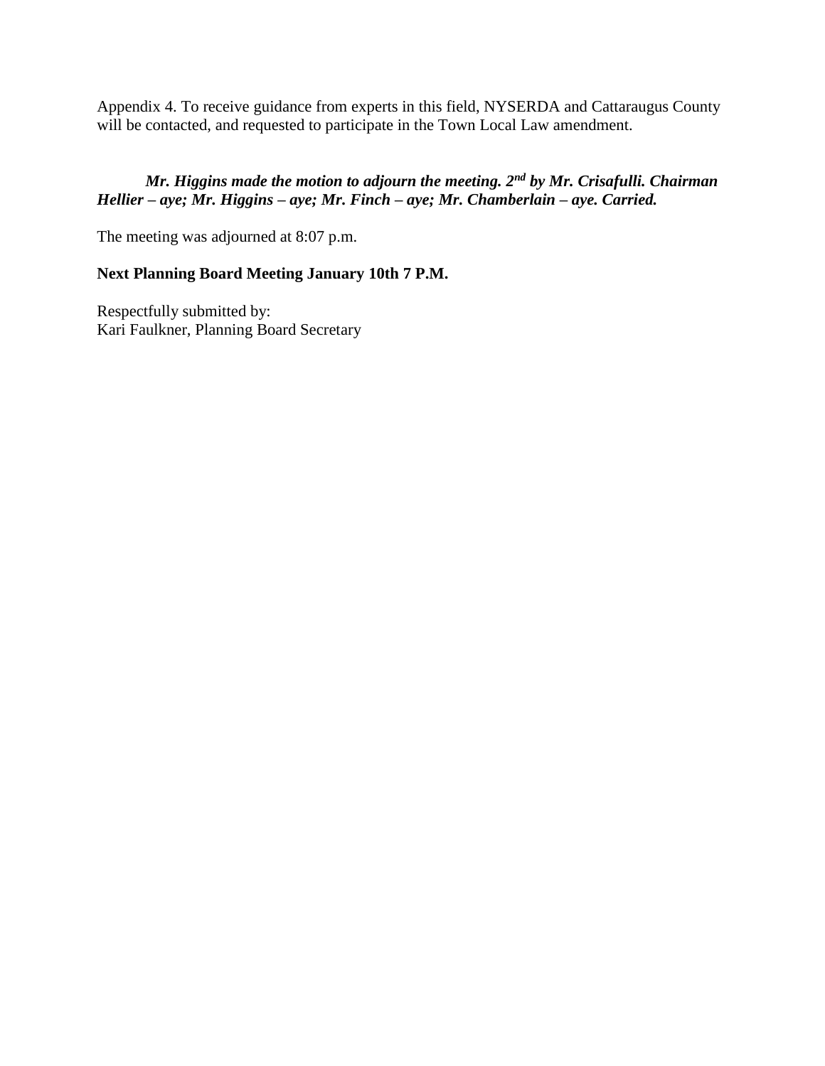Appendix 4. To receive guidance from experts in this field, NYSERDA and Cattaraugus County will be contacted, and requested to participate in the Town Local Law amendment.

***Mr. Higgins made the motion to adjourn the meeting. 2nd by Mr. Crisafulli. Chairman Hellier – aye; Mr. Higgins – aye; Mr. Finch – aye; Mr. Chamberlain – aye. Carried.***

The meeting was adjourned at 8:07 p.m.

**Next Planning Board Meeting January 10th 7 P.M.**

Respectfully submitted by:
Kari Faulkner, Planning Board Secretary